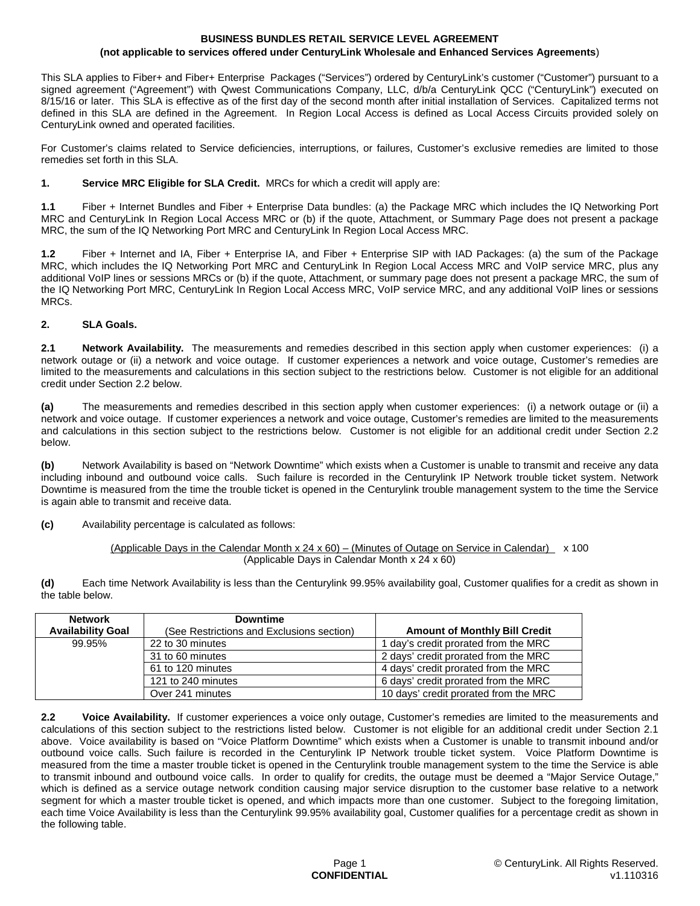**BUSINESS BUNDLES RETAIL SERVICE LEVEL AGREEMENT**

**(not applicable to services offered under CenturyLink Wholesale and Enhanced Services Agreements**)

This SLA applies to Fiber+ and Fiber+ Enterprise Packages ("Services") ordered by CenturyLink's customer ("Customer") pursuant to a signed agreement ("Agreement") with Qwest Communications Company, LLC, d/b/a CenturyLink QCC ("CenturyLink") executed on 8/15/16 or later. This SLA is effective as of the first day of the second month after initial installation of Services. Capitalized terms not defined in this SLA are defined in the Agreement. In Region Local Access is defined as Local Access Circuits provided solely on CenturyLink owned and operated facilities.

For Customer's claims related to Service deficiencies, interruptions, or failures, Customer's exclusive remedies are limited to those remedies set forth in this SLA.

**1. Service MRC Eligible for SLA Credit.** MRCs for which a credit will apply are:

**1.1** Fiber + Internet Bundles and Fiber + Enterprise Data bundles: (a) the Package MRC which includes the IQ Networking Port MRC and CenturyLink In Region Local Access MRC or (b) if the quote, Attachment, or Summary Page does not present a package MRC, the sum of the IQ Networking Port MRC and CenturyLink In Region Local Access MRC.

**1.2** Fiber + Internet and IA, Fiber + Enterprise IA, and Fiber + Enterprise SIP with IAD Packages: (a) the sum of the Package MRC, which includes the IQ Networking Port MRC and CenturyLink In Region Local Access MRC and VoIP service MRC, plus any additional VoIP lines or sessions MRCs or (b) if the quote, Attachment, or summary page does not present a package MRC, the sum of the IQ Networking Port MRC, CenturyLink In Region Local Access MRC, VoIP service MRC, and any additional VoIP lines or sessions MRCs.

**2. SLA Goals.**

**2.1 Network Availability.** The measurements and remedies described in this section apply when customer experiences: (i) a network outage or (ii) a network and voice outage. If customer experiences a network and voice outage, Customer's remedies are limited to the measurements and calculations in this section subject to the restrictions below. Customer is not eligible for an additional credit under Section 2.2 below.

**(a)** The measurements and remedies described in this section apply when customer experiences: (i) a network outage or (ii) a network and voice outage. If customer experiences a network and voice outage, Customer's remedies are limited to the measurements and calculations in this section subject to the restrictions below. Customer is not eligible for an additional credit under Section 2.2 below.

**(b)** Network Availability is based on "Network Downtime" which exists when a Customer is unable to transmit and receive any data including inbound and outbound voice calls. Such failure is recorded in the Centurylink IP Network trouble ticket system. Network Downtime is measured from the time the trouble ticket is opened in the Centurylink trouble management system to the time the Service is again able to transmit and receive data.

**(c)** Availability percentage is calculated as follows:

$$\frac{(\text{Applicable Days in the Calendar Month} \times 24 \times 60) - (\text{Minutes of Outage on Service in Calendar})}{(\text{Applicable Days in Calendar Month} \times 24 \times 60)} \times 100$$

**(d)** Each time Network Availability is less than the Centurylink 99.95% availability goal, Customer qualifies for a credit as shown in the table below.

| Network Availability Goal | Downtime (See Restrictions and Exclusions section) | Amount of Monthly Bill Credit |
|---|---|---|
| 99.95% | 22 to 30 minutes | 1 day's credit prorated from the MRC |
| | 31 to 60 minutes | 2 days' credit prorated from the MRC |
| | 61 to 120 minutes | 4 days' credit prorated from the MRC |
| | 121 to 240 minutes | 6 days' credit prorated from the MRC |
| | Over 241 minutes | 10 days' credit prorated from the MRC |

**2.2 Voice Availability.** If customer experiences a voice only outage, Customer's remedies are limited to the measurements and calculations of this section subject to the restrictions listed below. Customer is not eligible for an additional credit under Section 2.1 above. Voice availability is based on "Voice Platform Downtime" which exists when a Customer is unable to transmit inbound and/or outbound voice calls. Such failure is recorded in the Centurylink IP Network trouble ticket system. Voice Platform Downtime is measured from the time a master trouble ticket is opened in the Centurylink trouble management system to the time the Service is able to transmit inbound and outbound voice calls. In order to qualify for credits, the outage must be deemed a "Major Service Outage," which is defined as a service outage network condition causing major service disruption to the customer base relative to a network segment for which a master trouble ticket is opened, and which impacts more than one customer. Subject to the foregoing limitation, each time Voice Availability is less than the Centurylink 99.95% availability goal, Customer qualifies for a percentage credit as shown in the following table.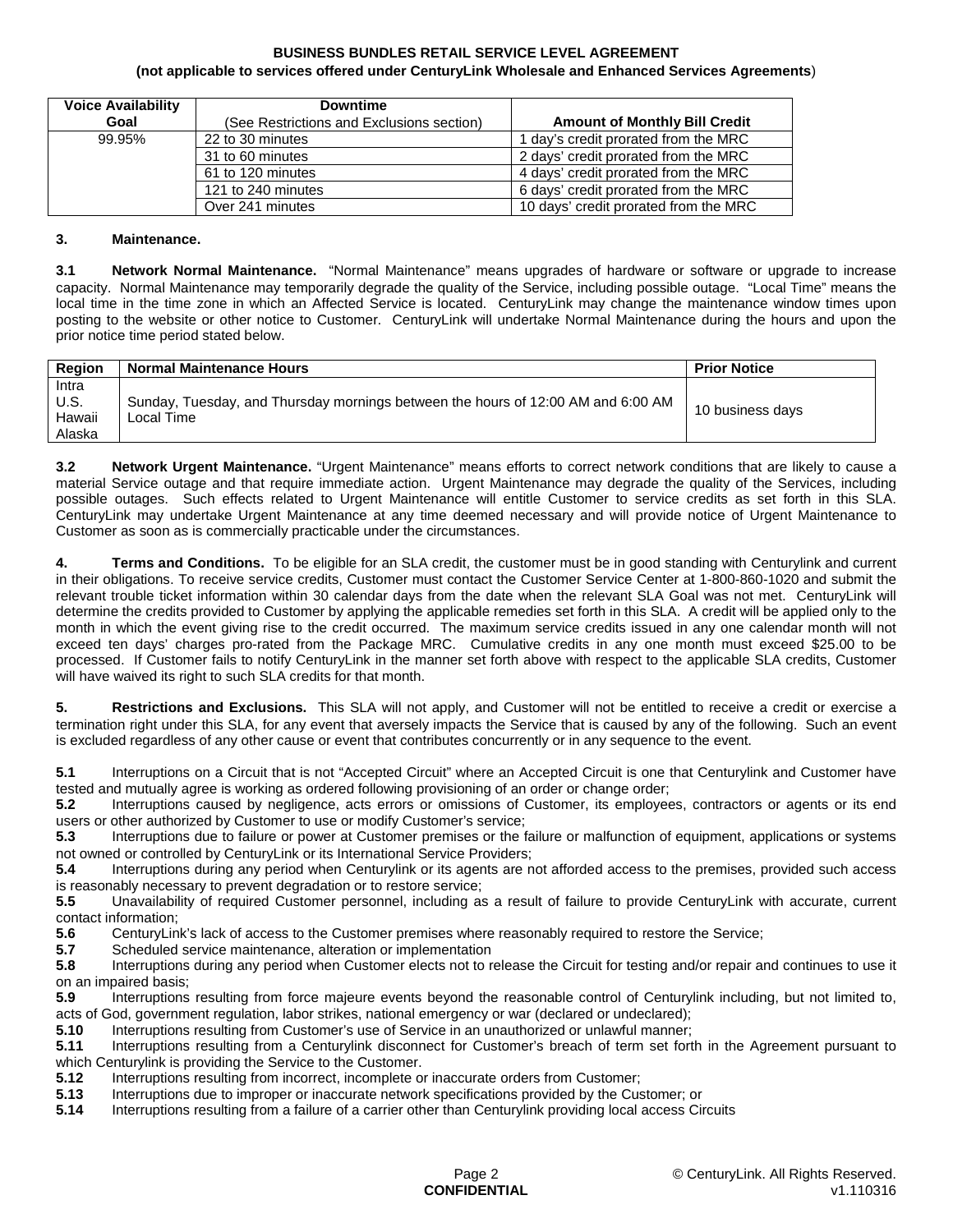**BUSINESS BUNDLES RETAIL SERVICE LEVEL AGREEMENT**
**(not applicable to services offered under CenturyLink Wholesale and Enhanced Services Agreements)**

| Voice Availability Goal | Downtime (See Restrictions and Exclusions section) | Amount of Monthly Bill Credit |
|---|---|---|
| 99.95% | 22 to 30 minutes | 1 day's credit prorated from the MRC |
| | 31 to 60 minutes | 2 days' credit prorated from the MRC |
| | 61 to 120 minutes | 4 days' credit prorated from the MRC |
| | 121 to 240 minutes | 6 days' credit prorated from the MRC |
| | Over 241 minutes | 10 days' credit prorated from the MRC |

**3. Maintenance.**

**3.1 Network Normal Maintenance.** "Normal Maintenance" means upgrades of hardware or software or upgrade to increase capacity. Normal Maintenance may temporarily degrade the quality of the Service, including possible outage. "Local Time" means the local time in the time zone in which an Affected Service is located. CenturyLink may change the maintenance window times upon posting to the website or other notice to Customer. CenturyLink will undertake Normal Maintenance during the hours and upon the prior notice time period stated below.

| Region | Normal Maintenance Hours | Prior Notice |
|---|---|---|
| Intra U.S. Hawaii Alaska | Sunday, Tuesday, and Thursday mornings between the hours of 12:00 AM and 6:00 AM Local Time | 10 business days |

**3.2 Network Urgent Maintenance.** "Urgent Maintenance" means efforts to correct network conditions that are likely to cause a material Service outage and that require immediate action. Urgent Maintenance may degrade the quality of the Services, including possible outages. Such effects related to Urgent Maintenance will entitle Customer to service credits as set forth in this SLA. CenturyLink may undertake Urgent Maintenance at any time deemed necessary and will provide notice of Urgent Maintenance to Customer as soon as is commercially practicable under the circumstances.

**4. Terms and Conditions.** To be eligible for an SLA credit, the customer must be in good standing with Centurylink and current in their obligations. To receive service credits, Customer must contact the Customer Service Center at 1-800-860-1020 and submit the relevant trouble ticket information within 30 calendar days from the date when the relevant SLA Goal was not met. CenturyLink will determine the credits provided to Customer by applying the applicable remedies set forth in this SLA. A credit will be applied only to the month in which the event giving rise to the credit occurred. The maximum service credits issued in any one calendar month will not exceed ten days' charges pro-rated from the Package MRC. Cumulative credits in any one month must exceed $25.00 to be processed. If Customer fails to notify CenturyLink in the manner set forth above with respect to the applicable SLA credits, Customer will have waived its right to such SLA credits for that month.

**5. Restrictions and Exclusions.** This SLA will not apply, and Customer will not be entitled to receive a credit or exercise a termination right under this SLA, for any event that aversely impacts the Service that is caused by any of the following. Such an event is excluded regardless of any other cause or event that contributes concurrently or in any sequence to the event.

**5.1** Interruptions on a Circuit that is not "Accepted Circuit" where an Accepted Circuit is one that Centurylink and Customer have tested and mutually agree is working as ordered following provisioning of an order or change order;
**5.2** Interruptions caused by negligence, acts errors or omissions of Customer, its employees, contractors or agents or its end users or other authorized by Customer to use or modify Customer's service;
**5.3** Interruptions due to failure or power at Customer premises or the failure or malfunction of equipment, applications or systems not owned or controlled by CenturyLink or its International Service Providers;
**5.4** Interruptions during any period when Centurylink or its agents are not afforded access to the premises, provided such access is reasonably necessary to prevent degradation or to restore service;
**5.5** Unavailability of required Customer personnel, including as a result of failure to provide CenturyLink with accurate, current contact information;
**5.6** CenturyLink's lack of access to the Customer premises where reasonably required to restore the Service;
**5.7** Scheduled service maintenance, alteration or implementation
**5.8** Interruptions during any period when Customer elects not to release the Circuit for testing and/or repair and continues to use it on an impaired basis;
**5.9** Interruptions resulting from force majeure events beyond the reasonable control of Centurylink including, but not limited to, acts of God, government regulation, labor strikes, national emergency or war (declared or undeclared);
**5.10** Interruptions resulting from Customer's use of Service in an unauthorized or unlawful manner;
**5.11** Interruptions resulting from a Centurylink disconnect for Customer's breach of term set forth in the Agreement pursuant to which Centurylink is providing the Service to the Customer.
**5.12** Interruptions resulting from incorrect, incomplete or inaccurate orders from Customer;
**5.13** Interruptions due to improper or inaccurate network specifications provided by the Customer; or
**5.14** Interruptions resulting from a failure of a carrier other than Centurylink providing local access Circuits

**CONFIDENTIAL**

© CenturyLink. All Rights Reserved.
v1.110316